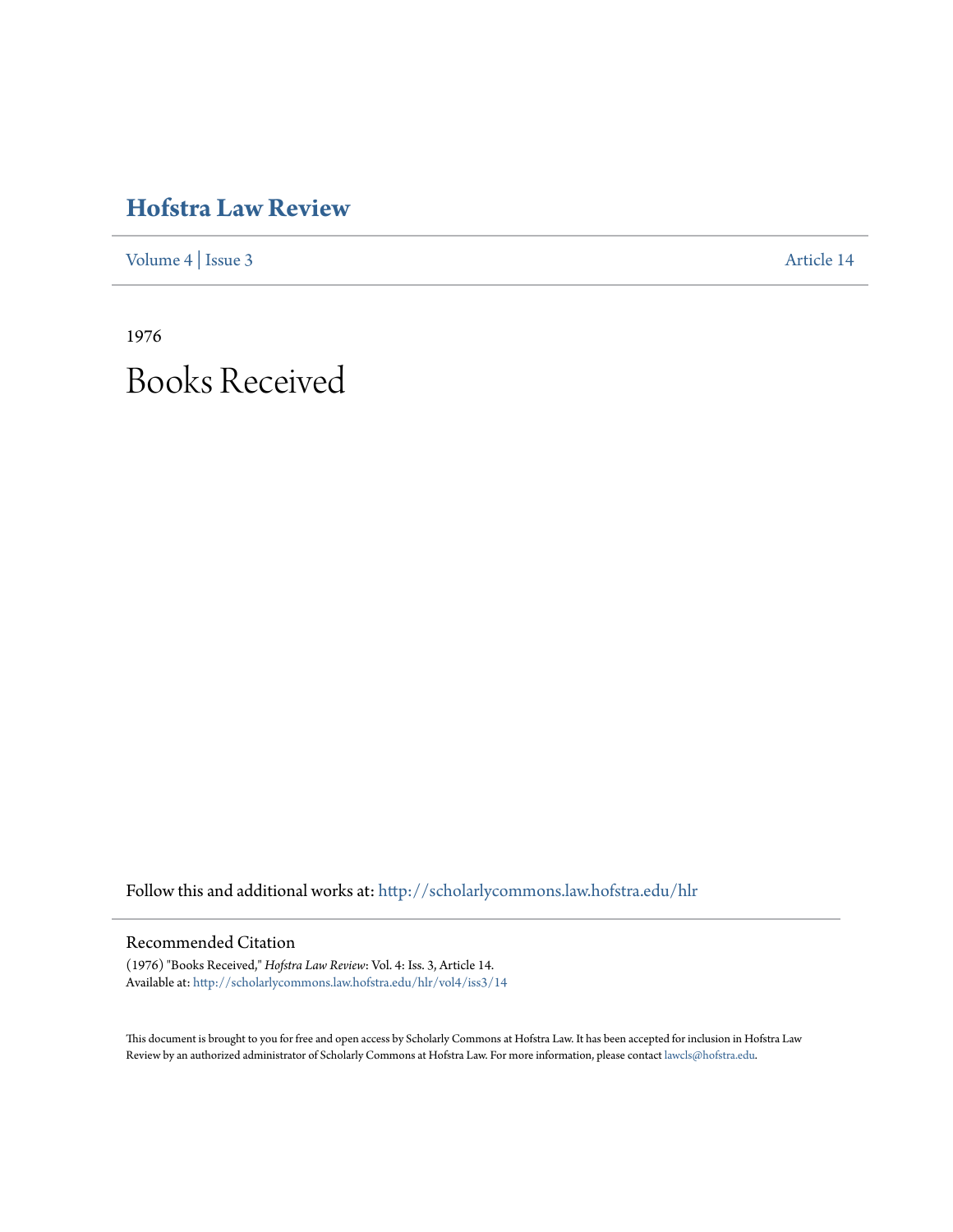# Hofstra Law Review

Volume 4 | Issue 3 Article 14

1976

# Books Received

Follow this and additional works at: http://scholarlycommons.law.hofstra.edu/hlr

## Recommended Citation

(1976) "Books Received," *Hofstra Law Review*: Vol. 4: Iss. 3, Article 14.
Available at: http://scholarlycommons.law.hofstra.edu/hlr/vol4/iss3/14

This document is brought to you for free and open access by Scholarly Commons at Hofstra Law. It has been accepted for inclusion in Hofstra Law Review by an authorized administrator of Scholarly Commons at Hofstra Law. For more information, please contact lawcls@hofstra.edu.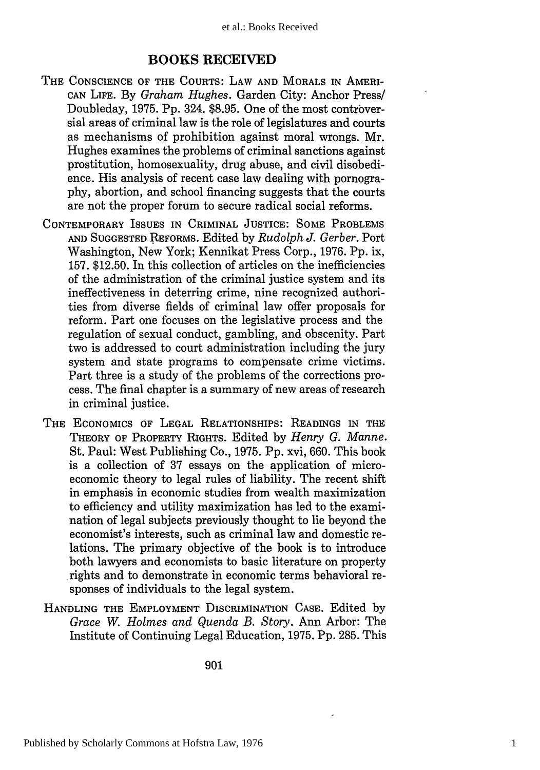## BOOKS RECEIVED

THE CONSCIENCE OF THE COURTS: LAW AND MORALS IN AMERICAN LIFE. By *Graham Hughes*. Garden City: Anchor Press/ Doubleday, 1975. Pp. 324. $8.95. One of the most controversial areas of criminal law is the role of legislatures and courts as mechanisms of prohibition against moral wrongs. Mr. Hughes examines the problems of criminal sanctions against prostitution, homosexuality, drug abuse, and civil disobedience. His analysis of recent case law dealing with pornography, abortion, and school financing suggests that the courts are not the proper forum to secure radical social reforms.

CONTEMPORARY ISSUES IN CRIMINAL JUSTICE: SOME PROBLEMS AND SUGGESTED REFORMS. Edited by *Rudolph J. Gerber*. Port Washington, New York; Kennikat Press Corp., 1976. Pp. ix, 157. $12.50. In this collection of articles on the inefficiencies of the administration of the criminal justice system and its ineffectiveness in deterring crime, nine recognized authorities from diverse fields of criminal law offer proposals for reform. Part one focuses on the legislative process and the regulation of sexual conduct, gambling, and obscenity. Part two is addressed to court administration including the jury system and state programs to compensate crime victims. Part three is a study of the problems of the corrections process. The final chapter is a summary of new areas of research in criminal justice.

THE ECONOMICS OF LEGAL RELATIONSHIPS: READINGS IN THE THEORY OF PROPERTY RIGHTS. Edited by *Henry G. Manne*. St. Paul: West Publishing Co., 1975. Pp. xvi, 660. This book is a collection of 37 essays on the application of microeconomic theory to legal rules of liability. The recent shift in emphasis in economic studies from wealth maximization to efficiency and utility maximization has led to the examination of legal subjects previously thought to lie beyond the economist's interests, such as criminal law and domestic relations. The primary objective of the book is to introduce both lawyers and economists to basic literature on property rights and to demonstrate in economic terms behavioral responses of individuals to the legal system.

HANDLING THE EMPLOYMENT DISCRIMINATION CASE. Edited by *Grace W. Holmes and Quenda B. Story*. Ann Arbor: The Institute of Continuing Legal Education, 1975. Pp. 285. This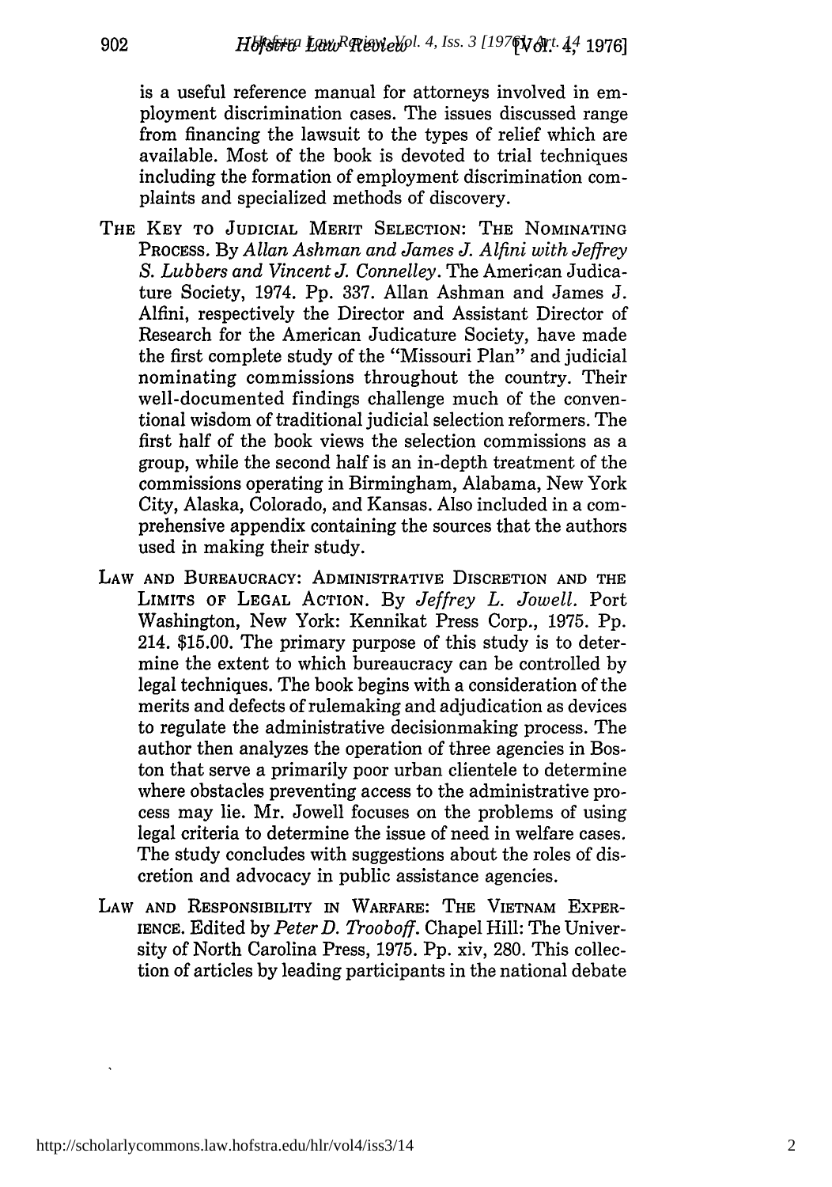is a useful reference manual for attorneys involved in employment discrimination cases. The issues discussed range from financing the lawsuit to the types of relief which are available. Most of the book is devoted to trial techniques including the formation of employment discrimination complaints and specialized methods of discovery.

THE KEY TO JUDICIAL MERIT SELECTION: THE NOMINATING PROCESS. By *Allan Ashman and James J. Alfini with Jeffrey S. Lubbers and Vincent J. Connelley*. The American Judicature Society, 1974. Pp. 337. Allan Ashman and James J. Alfini, respectively the Director and Assistant Director of Research for the American Judicature Society, have made the first complete study of the "Missouri Plan" and judicial nominating commissions throughout the country. Their well-documented findings challenge much of the conventional wisdom of traditional judicial selection reformers. The first half of the book views the selection commissions as a group, while the second half is an in-depth treatment of the commissions operating in Birmingham, Alabama, New York City, Alaska, Colorado, and Kansas. Also included in a comprehensive appendix containing the sources that the authors used in making their study.

LAW AND BUREAUCRACY: ADMINISTRATIVE DISCRETION AND THE LIMITS OF LEGAL ACTION. By *Jeffrey L. Jowell*. Port Washington, New York: Kennikat Press Corp., 1975. Pp. 214. $15.00. The primary purpose of this study is to determine the extent to which bureaucracy can be controlled by legal techniques. The book begins with a consideration of the merits and defects of rulemaking and adjudication as devices to regulate the administrative decisionmaking process. The author then analyzes the operation of three agencies in Boston that serve a primarily poor urban clientele to determine where obstacles preventing access to the administrative process may lie. Mr. Jowell focuses on the problems of using legal criteria to determine the issue of need in welfare cases. The study concludes with suggestions about the roles of discretion and advocacy in public assistance agencies.

LAW AND RESPONSIBILITY IN WARFARE: THE VIETNAM EXPERIENCE. Edited by *Peter D. Trooboff*. Chapel Hill: The University of North Carolina Press, 1975. Pp. xiv, 280. This collection of articles by leading participants in the national debate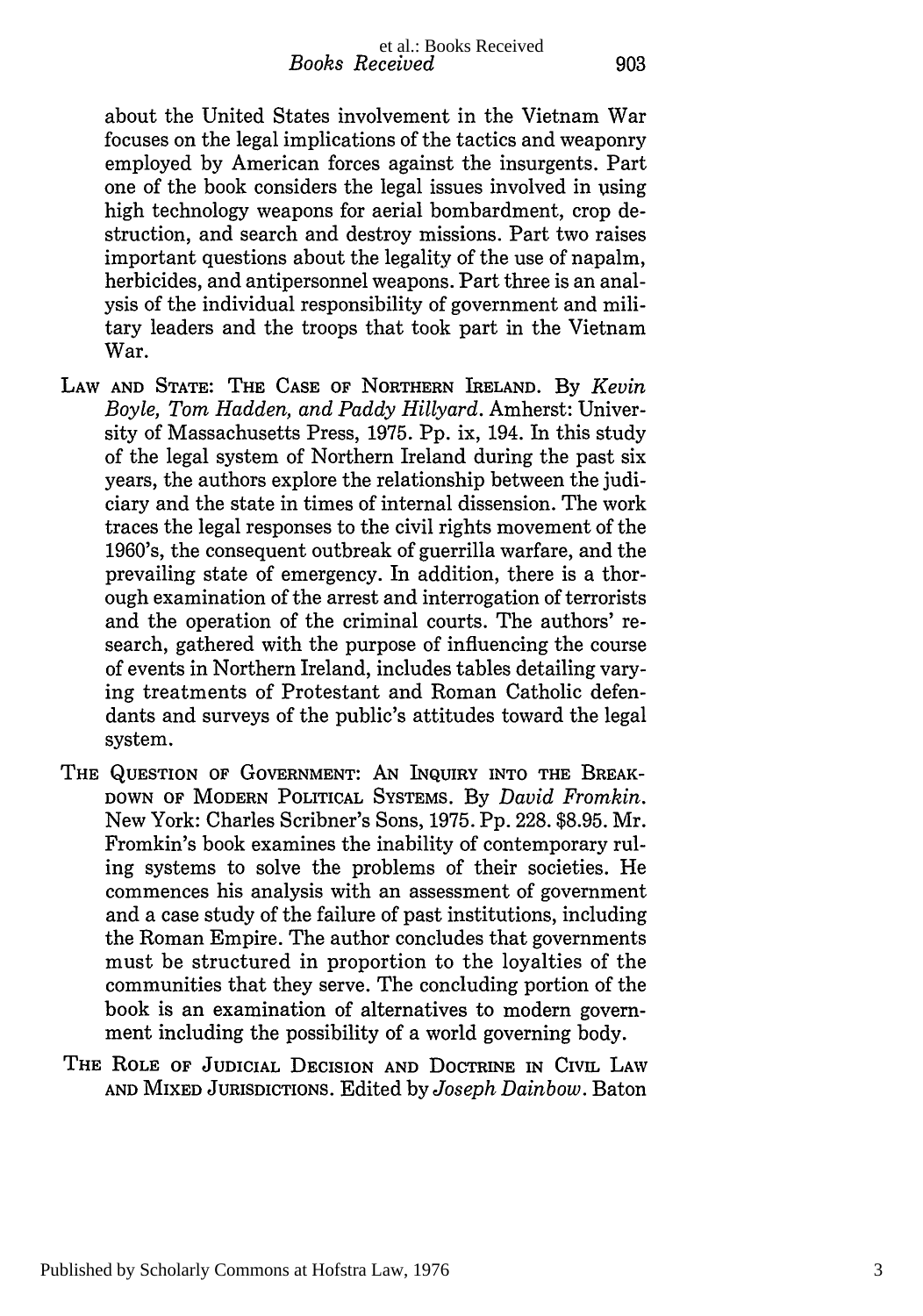about the United States involvement in the Vietnam War focuses on the legal implications of the tactics and weaponry employed by American forces against the insurgents. Part one of the book considers the legal issues involved in using high technology weapons for aerial bombardment, crop destruction, and search and destroy missions. Part two raises important questions about the legality of the use of napalm, herbicides, and antipersonnel weapons. Part three is an analysis of the individual responsibility of government and military leaders and the troops that took part in the Vietnam War.

LAW AND STATE: THE CASE OF NORTHERN IRELAND. By *Kevin Boyle, Tom Hadden, and Paddy Hillyard*. Amherst: University of Massachusetts Press, 1975. Pp. ix, 194. In this study of the legal system of Northern Ireland during the past six years, the authors explore the relationship between the judiciary and the state in times of internal dissension. The work traces the legal responses to the civil rights movement of the 1960's, the consequent outbreak of guerrilla warfare, and the prevailing state of emergency. In addition, there is a thorough examination of the arrest and interrogation of terrorists and the operation of the criminal courts. The authors' research, gathered with the purpose of influencing the course of events in Northern Ireland, includes tables detailing varying treatments of Protestant and Roman Catholic defendants and surveys of the public's attitudes toward the legal system.

THE QUESTION OF GOVERNMENT: AN INQUIRY INTO THE BREAKDOWN OF MODERN POLITICAL SYSTEMS. By *David Fromkin*. New York: Charles Scribner's Sons, 1975. Pp. 228. $8.95. Mr. Fromkin's book examines the inability of contemporary ruling systems to solve the problems of their societies. He commences his analysis with an assessment of government and a case study of the failure of past institutions, including the Roman Empire. The author concludes that governments must be structured in proportion to the loyalties of the communities that they serve. The concluding portion of the book is an examination of alternatives to modern government including the possibility of a world governing body.

THE ROLE OF JUDICIAL DECISION AND DOCTRINE IN CIVIL LAW AND MIXED JURISDICTIONS. Edited by *Joseph Dainbow*. Baton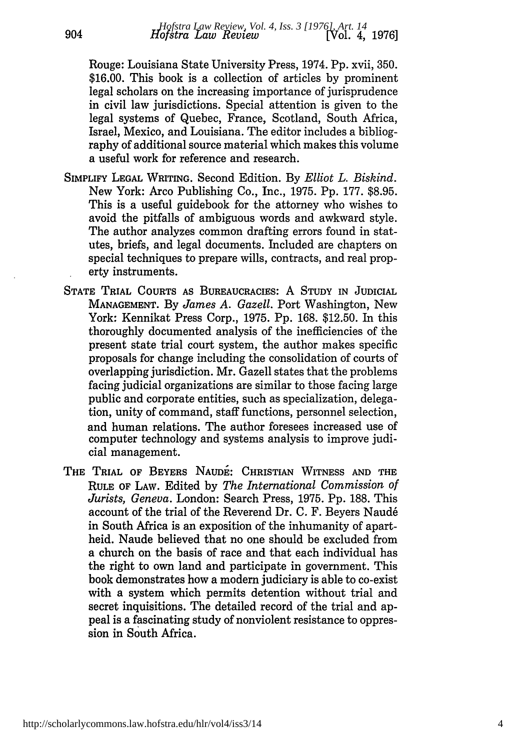Rouge: Louisiana State University Press, 1974. Pp. xvii, 350. $16.00. This book is a collection of articles by prominent legal scholars on the increasing importance of jurisprudence in civil law jurisdictions. Special attention is given to the legal systems of Quebec, France, Scotland, South Africa, Israel, Mexico, and Louisiana. The editor includes a bibliography of additional source material which makes this volume a useful work for reference and research.

SIMPLIFY LEGAL WRITING. Second Edition. By *Elliot L. Biskind*. New York: Arco Publishing Co., Inc., 1975. Pp. 177. $8.95. This is a useful guidebook for the attorney who wishes to avoid the pitfalls of ambiguous words and awkward style. The author analyzes common drafting errors found in statutes, briefs, and legal documents. Included are chapters on special techniques to prepare wills, contracts, and real property instruments.

STATE TRIAL COURTS AS BUREAUCRACIES: A STUDY IN JUDICIAL MANAGEMENT. By *James A. Gazell*. Port Washington, New York: Kennikat Press Corp., 1975. Pp. 168. $12.50. In this thoroughly documented analysis of the inefficiencies of the present state trial court system, the author makes specific proposals for change including the consolidation of courts of overlapping jurisdiction. Mr. Gazell states that the problems facing judicial organizations are similar to those facing large public and corporate entities, such as specialization, delegation, unity of command, staff functions, personnel selection, and human relations. The author foresees increased use of computer technology and systems analysis to improve judicial management.

THE TRIAL OF BEYERS NAUDÉ: CHRISTIAN WITNESS AND THE RULE OF LAW. Edited by *The International Commission of Jurists, Geneva*. London: Search Press, 1975. Pp. 188. This account of the trial of the Reverend Dr. C. F. Beyers Naudé in South Africa is an exposition of the inhumanity of apartheid. Naude believed that no one should be excluded from a church on the basis of race and that each individual has the right to own land and participate in government. This book demonstrates how a modern judiciary is able to co-exist with a system which permits detention without trial and secret inquisitions. The detailed record of the trial and appeal is a fascinating study of nonviolent resistance to oppression in South Africa.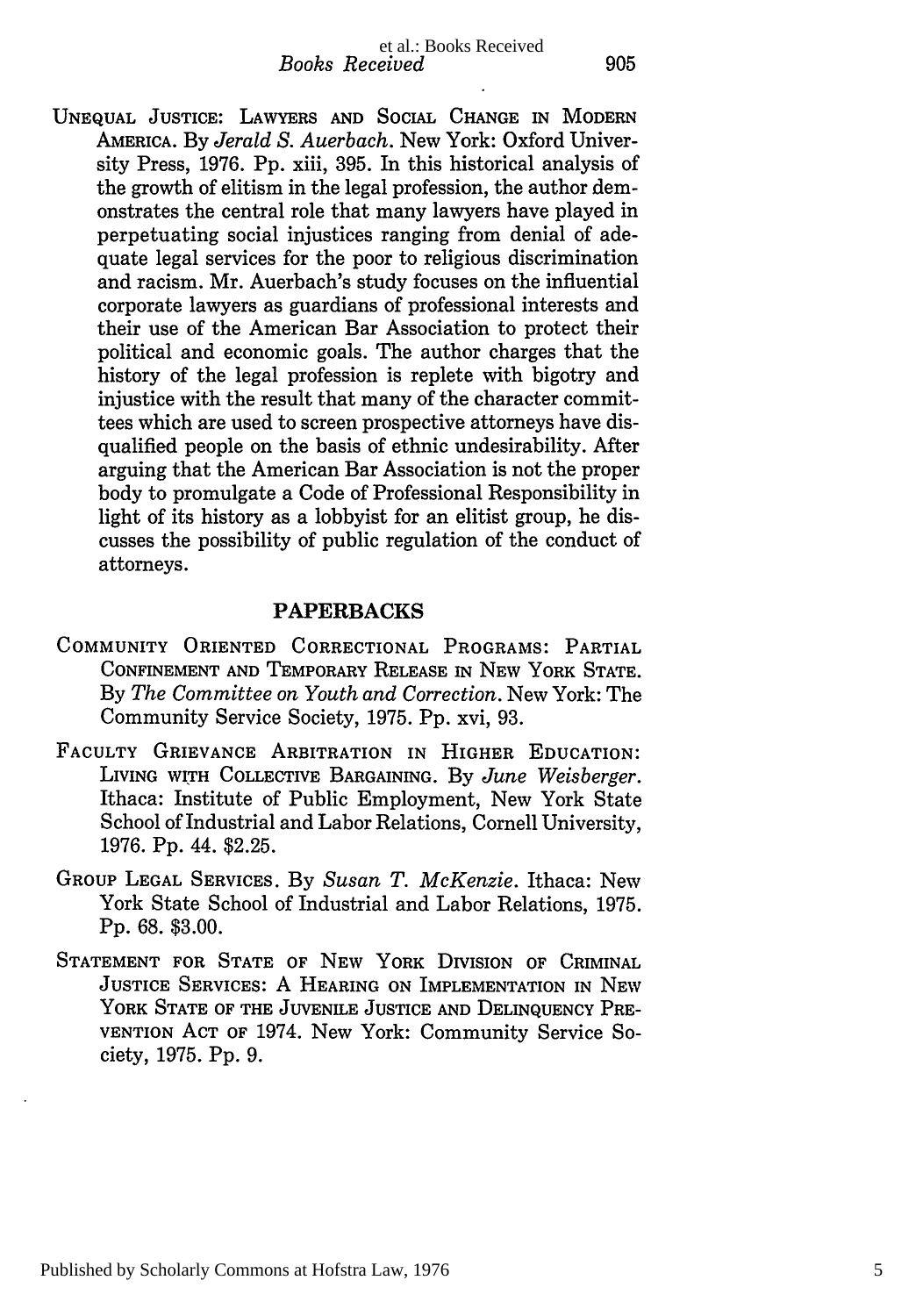UNEQUAL JUSTICE: LAWYERS AND SOCIAL CHANGE IN MODERN AMERICA. By *Jerald S. Auerbach*. New York: Oxford University Press, 1976. Pp. xiii, 395. In this historical analysis of the growth of elitism in the legal profession, the author demonstrates the central role that many lawyers have played in perpetuating social injustices ranging from denial of adequate legal services for the poor to religious discrimination and racism. Mr. Auerbach's study focuses on the influential corporate lawyers as guardians of professional interests and their use of the American Bar Association to protect their political and economic goals. The author charges that the history of the legal profession is replete with bigotry and injustice with the result that many of the character committees which are used to screen prospective attorneys have disqualified people on the basis of ethnic undesirability. After arguing that the American Bar Association is not the proper body to promulgate a Code of Professional Responsibility in light of its history as a lobbyist for an elitist group, he discusses the possibility of public regulation of the conduct of attorneys.

## PAPERBACKS

COMMUNITY ORIENTED CORRECTIONAL PROGRAMS: PARTIAL CONFINEMENT AND TEMPORARY RELEASE IN NEW YORK STATE. By *The Committee on Youth and Correction*. New York: The Community Service Society, 1975. Pp. xvi, 93.

FACULTY GRIEVANCE ARBITRATION IN HIGHER EDUCATION: LIVING WITH COLLECTIVE BARGAINING. By *June Weisberger*. Ithaca: Institute of Public Employment, New York State School of Industrial and Labor Relations, Cornell University, 1976. Pp. 44. $2.25.

GROUP LEGAL SERVICES. By *Susan T. McKenzie*. Ithaca: New York State School of Industrial and Labor Relations, 1975. Pp. 68. $3.00.

STATEMENT FOR STATE OF NEW YORK DIVISION OF CRIMINAL JUSTICE SERVICES: A HEARING ON IMPLEMENTATION IN NEW YORK STATE OF THE JUVENILE JUSTICE AND DELINQUENCY PREVENTION ACT OF 1974. New York: Community Service Society, 1975. Pp. 9.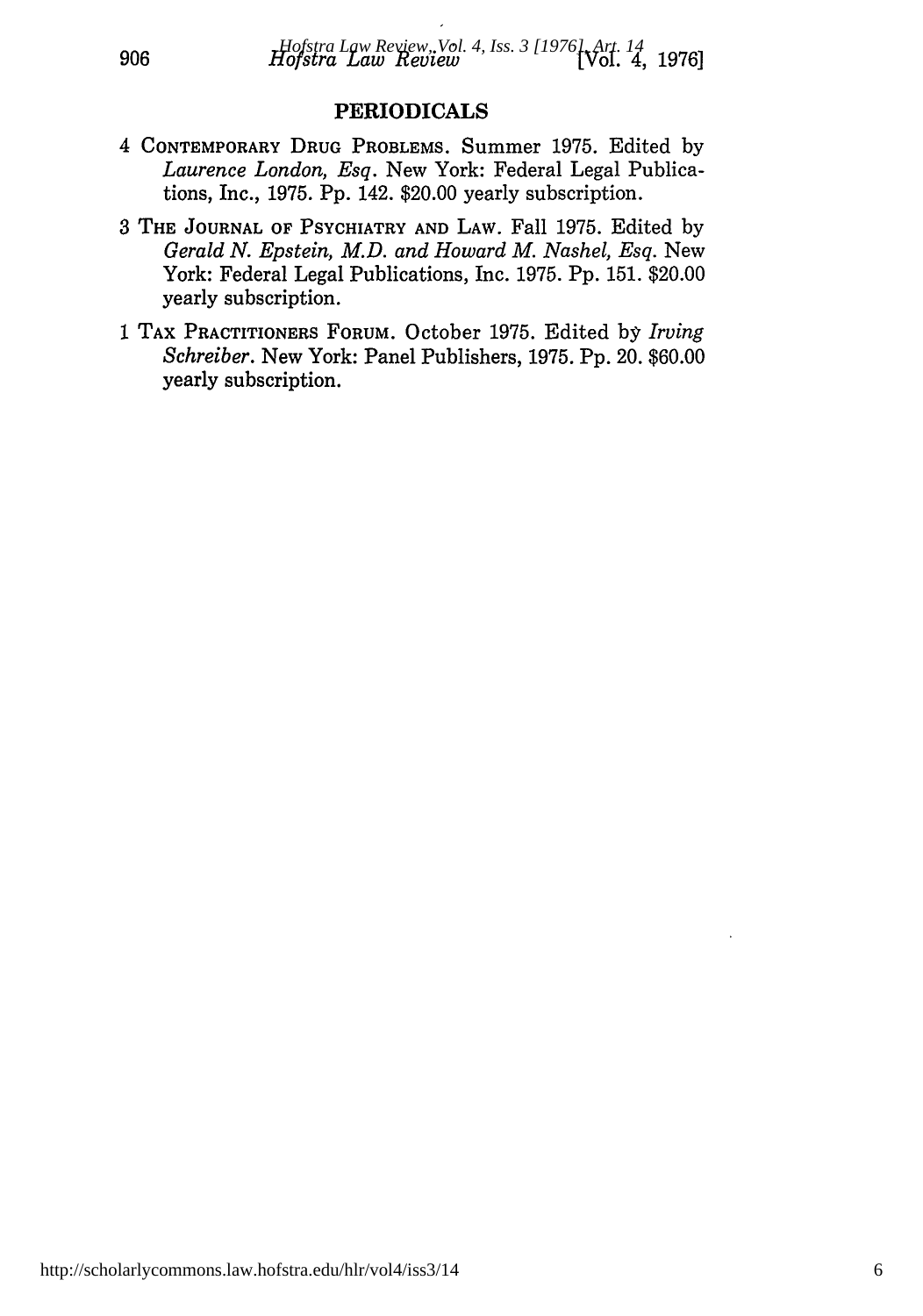## PERIODICALS

4 CONTEMPORARY DRUG PROBLEMS. Summer 1975. Edited by *Laurence London, Esq*. New York: Federal Legal Publications, Inc., 1975. Pp. 142. $20.00 yearly subscription.

3 THE JOURNAL OF PSYCHIATRY AND LAW. Fall 1975. Edited by *Gerald N. Epstein, M.D. and Howard M. Nashel, Esq*. New York: Federal Legal Publications, Inc. 1975. Pp. 151. $20.00 yearly subscription.

1 TAX PRACTITIONERS FORUM. October 1975. Edited by *Irving Schreiber*. New York: Panel Publishers, 1975. Pp. 20. $60.00 yearly subscription.